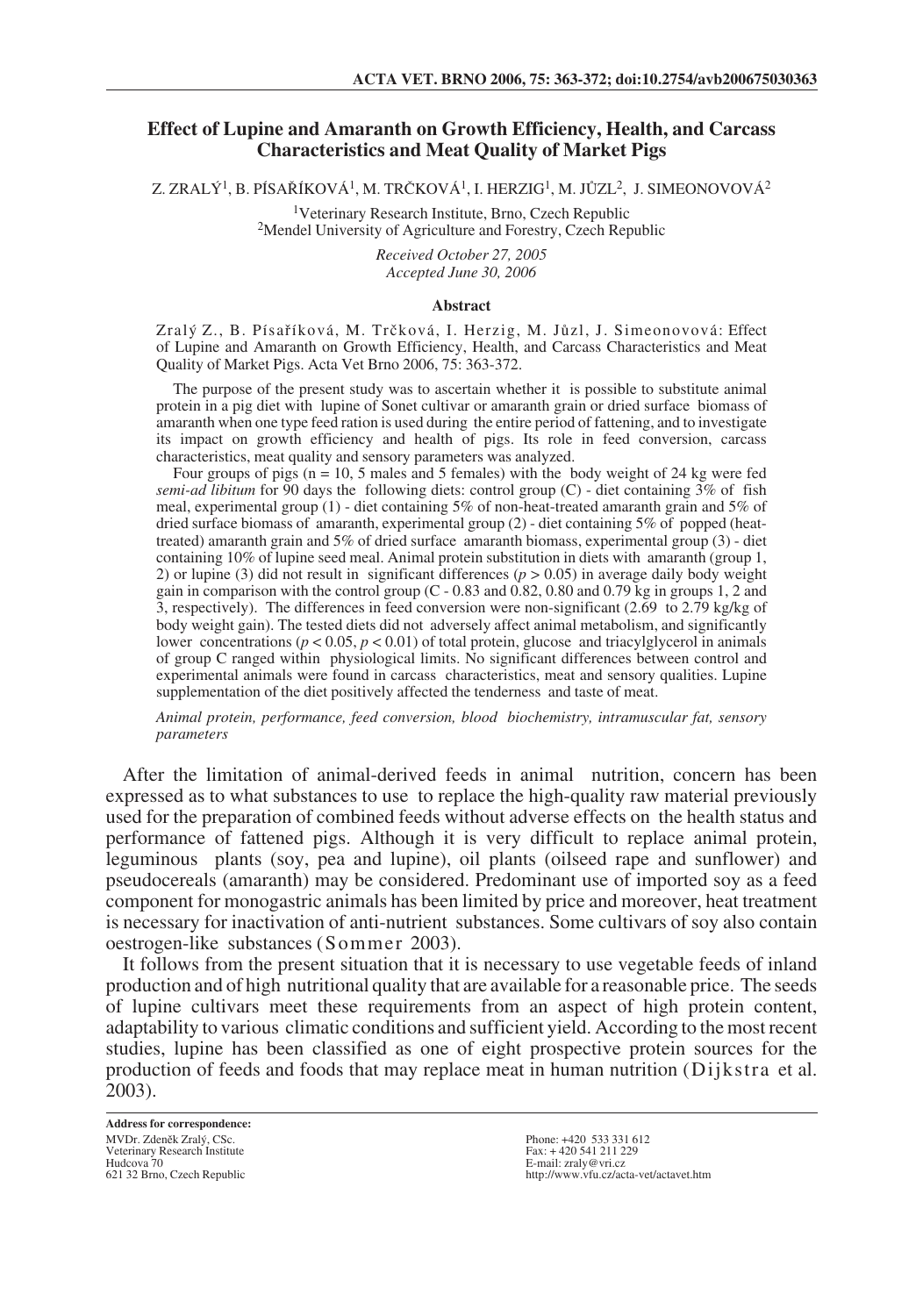# Effect of Lupine and Amaranth on Growth Efficiency, Health, and Carcass Characteristics and Meat Quality of Market Pigs

Z. ZRALÝ[1], B. PÍSAŘÍKOVÁ[1], M. TRČKOVÁ[1], I. HERZIG[1], M. JŮZL[2], J. SIMEONOVOVÁ[2]

[1]Veterinary Research Institute, Brno, Czech Republic
[2]Mendel University of Agriculture and Forestry, Czech Republic

*Received October 27, 2005*
*Accepted June 30, 2006*

## Abstract

Zralý Z., B. Písaříková, M. Trčková, I. Herzig, M. Jůzl, J. Simeonovová: Effect of Lupine and Amaranth on Growth Efficiency, Health, and Carcass Characteristics and Meat Quality of Market Pigs. Acta Vet Brno 2006, 75: 363-372.

The purpose of the present study was to ascertain whether it is possible to substitute animal protein in a pig diet with lupine of Sonet cultivar or amaranth grain or dried surface biomass of amaranth when one type feed ration is used during the entire period of fattening, and to investigate its impact on growth efficiency and health of pigs. Its role in feed conversion, carcass characteristics, meat quality and sensory parameters was analyzed.

Four groups of pigs (n = 10, 5 males and 5 females) with the body weight of 24 kg were fed *semi-ad libitum* for 90 days the following diets: control group (C) - diet containing 3% of fish meal, experimental group (1) - diet containing 5% of non-heat-treated amaranth grain and 5% of dried surface biomass of amaranth, experimental group (2) - diet containing 5% of popped (heat-treated) amaranth grain and 5% of dried surface amaranth biomass, experimental group (3) - diet containing 10% of lupine seed meal. Animal protein substitution in diets with amaranth (group 1, 2) or lupine (3) did not result in significant differences ($p > 0.05$) in average daily body weight gain in comparison with the control group (C - 0.83 and 0.82, 0.80 and 0.79 kg in groups 1, 2 and 3, respectively). The differences in feed conversion were non-significant (2.69 to 2.79 kg/kg of body weight gain). The tested diets did not adversely affect animal metabolism, and significantly lower concentrations ($p < 0.05$, $p < 0.01$) of total protein, glucose and triacylglycerol in animals of group C ranged within physiological limits. No significant differences between control and experimental animals were found in carcass characteristics, meat and sensory qualities. Lupine supplementation of the diet positively affected the tenderness and taste of meat.

*Animal protein, performance, feed conversion, blood biochemistry, intramuscular fat, sensory parameters*

After the limitation of animal-derived feeds in animal nutrition, concern has been expressed as to what substances to use to replace the high-quality raw material previously used for the preparation of combined feeds without adverse effects on the health status and performance of fattened pigs. Although it is very difficult to replace animal protein, leguminous plants (soy, pea and lupine), oil plants (oilseed rape and sunflower) and pseudocereals (amaranth) may be considered. Predominant use of imported soy as a feed component for monogastric animals has been limited by price and moreover, heat treatment is necessary for inactivation of anti-nutrient substances. Some cultivars of soy also contain oestrogen-like substances (Sommer 2003).

It follows from the present situation that it is necessary to use vegetable feeds of inland production and of high nutritional quality that are available for a reasonable price. The seeds of lupine cultivars meet these requirements from an aspect of high protein content, adaptability to various climatic conditions and sufficient yield. According to the most recent studies, lupine has been classified as one of eight prospective protein sources for the production of feeds and foods that may replace meat in human nutrition (Dijkstra et al. 2003).

**Address for correspondence:**
MVDr. Zdeněk Zralý, CSc.
Veterinary Research Institute
Hudcova 70
621 32 Brno, Czech Republic

Phone: +420 533 331 612
Fax: + 420 541 211 229
E-mail: zraly@vri.cz
http://www.vfu.cz/acta-vet/actavet.htm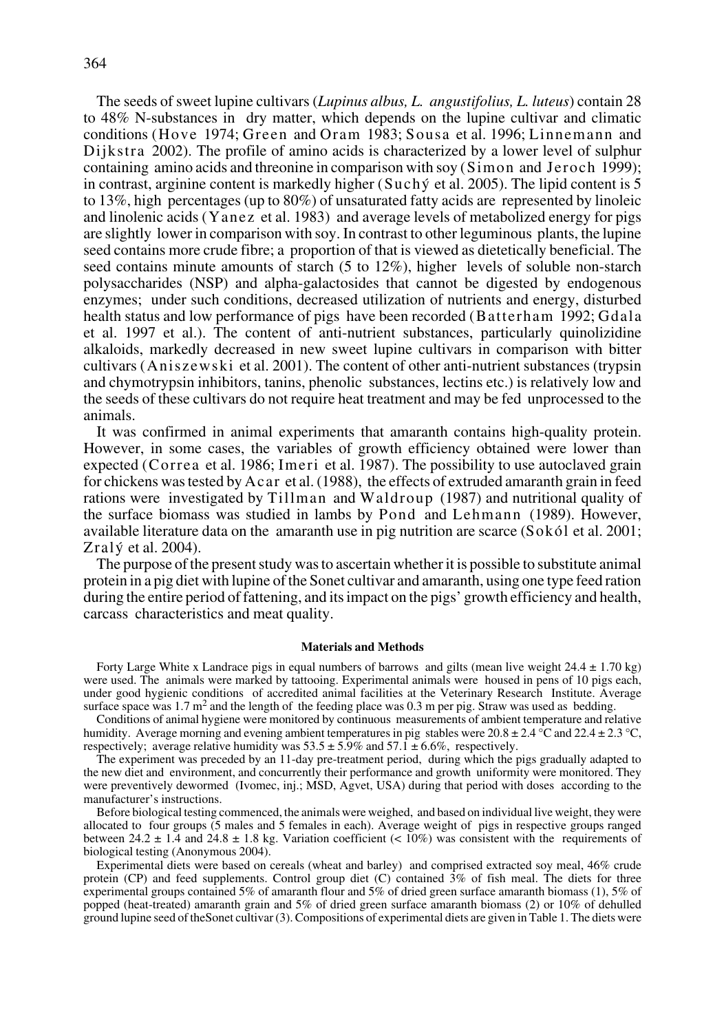The seeds of sweet lupine cultivars (*Lupinus albus, L. angustifolius, L. luteus*) contain 28 to 48% N-substances in dry matter, which depends on the lupine cultivar and climatic conditions (Hove 1974; Green and Oram 1983; Sousa et al. 1996; Linnemann and Dijkstra 2002). The profile of amino acids is characterized by a lower level of sulphur containing amino acids and threonine in comparison with soy (Simon and Jeroch 1999); in contrast, arginine content is markedly higher (Suchý et al. 2005). The lipid content is 5 to 13%, high percentages (up to 80%) of unsaturated fatty acids are represented by linoleic and linolenic acids (Yanez et al. 1983) and average levels of metabolized energy for pigs are slightly lower in comparison with soy. In contrast to other leguminous plants, the lupine seed contains more crude fibre; a proportion of that is viewed as dietetically beneficial. The seed contains minute amounts of starch (5 to 12%), higher levels of soluble non-starch polysaccharides (NSP) and alpha-galactosides that cannot be digested by endogenous enzymes; under such conditions, decreased utilization of nutrients and energy, disturbed health status and low performance of pigs have been recorded (Batterham 1992; Gdala et al. 1997 et al.). The content of anti-nutrient substances, particularly quinolizidine alkaloids, markedly decreased in new sweet lupine cultivars in comparison with bitter cultivars (Aniszewski et al. 2001). The content of other anti-nutrient substances (trypsin and chymotrypsin inhibitors, tanins, phenolic substances, lectins etc.) is relatively low and the seeds of these cultivars do not require heat treatment and may be fed unprocessed to the animals.

It was confirmed in animal experiments that amaranth contains high-quality protein. However, in some cases, the variables of growth efficiency obtained were lower than expected (Correa et al. 1986; Imeri et al. 1987). The possibility to use autoclaved grain for chickens was tested by Acar et al. (1988), the effects of extruded amaranth grain in feed rations were investigated by Tillman and Waldroup (1987) and nutritional quality of the surface biomass was studied in lambs by Pond and Lehmann (1989). However, available literature data on the amaranth use in pig nutrition are scarce (Sokól et al. 2001; Zralý et al. 2004).

The purpose of the present study was to ascertain whether it is possible to substitute animal protein in a pig diet with lupine of the Sonet cultivar and amaranth, using one type feed ration during the entire period of fattening, and its impact on the pigs' growth efficiency and health, carcass characteristics and meat quality.

## Materials and Methods

Forty Large White x Landrace pigs in equal numbers of barrows and gilts (mean live weight 24.4 ± 1.70 kg) were used. The animals were marked by tattooing. Experimental animals were housed in pens of 10 pigs each, under good hygienic conditions of accredited animal facilities at the Veterinary Research Institute. Average surface space was 1.7 $m^2$ and the length of the feeding place was 0.3 m per pig. Straw was used as bedding.

Conditions of animal hygiene were monitored by continuous measurements of ambient temperature and relative humidity. Average morning and evening ambient temperatures in pig stables were 20.8 ± 2.4 °C and 22.4 ± 2.3 °C, respectively; average relative humidity was 53.5 ± 5.9% and 57.1 ± 6.6%, respectively.

The experiment was preceded by an 11-day pre-treatment period, during which the pigs gradually adapted to the new diet and environment, and concurrently their performance and growth uniformity were monitored. They were preventively dewormed (Ivomec, inj.; MSD, Agvet, USA) during that period with doses according to the manufacturer's instructions.

Before biological testing commenced, the animals were weighed, and based on individual live weight, they were allocated to four groups (5 males and 5 females in each). Average weight of pigs in respective groups ranged between 24.2 ± 1.4 and 24.8 ± 1.8 kg. Variation coefficient (< 10%) was consistent with the requirements of biological testing (Anonymous 2004).

Experimental diets were based on cereals (wheat and barley) and comprised extracted soy meal, 46% crude protein (CP) and feed supplements. Control group diet (C) contained 3% of fish meal. The diets for three experimental groups contained 5% of amaranth flour and 5% of dried green surface amaranth biomass (1), 5% of popped (heat-treated) amaranth grain and 5% of dried green surface amaranth biomass (2) or 10% of dehulled ground lupine seed of theSonet cultivar (3). Compositions of experimental diets are given in Table 1. The diets were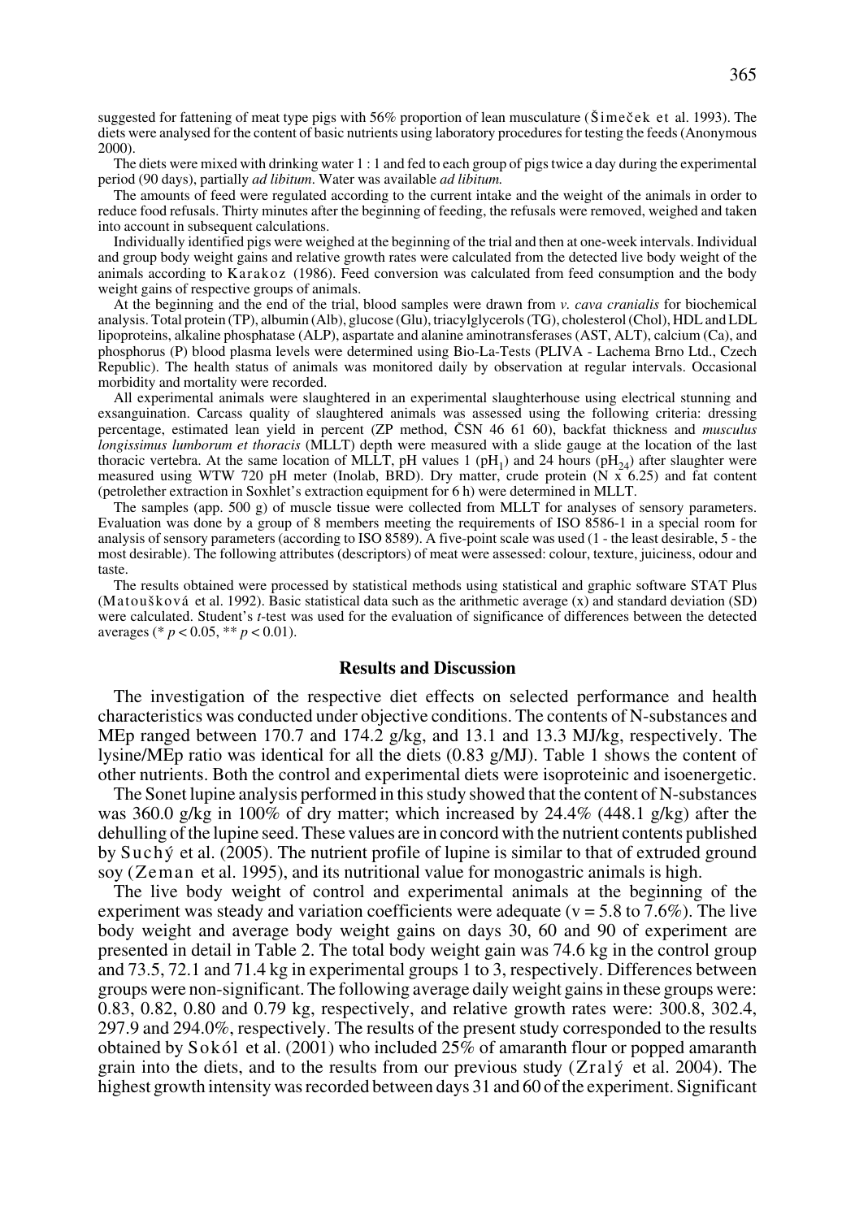suggested for fattening of meat type pigs with 56% proportion of lean musculature (Šimeček et al. 1993). The diets were analysed for the content of basic nutrients using laboratory procedures for testing the feeds (Anonymous 2000).

The diets were mixed with drinking water 1 : 1 and fed to each group of pigs twice a day during the experimental period (90 days), partially *ad libitum*. Water was available *ad libitum.*

The amounts of feed were regulated according to the current intake and the weight of the animals in order to reduce food refusals. Thirty minutes after the beginning of feeding, the refusals were removed, weighed and taken into account in subsequent calculations.

Individually identified pigs were weighed at the beginning of the trial and then at one-week intervals. Individual and group body weight gains and relative growth rates were calculated from the detected live body weight of the animals according to Karakoz (1986). Feed conversion was calculated from feed consumption and the body weight gains of respective groups of animals.

At the beginning and the end of the trial, blood samples were drawn from *v. cava cranialis* for biochemical analysis. Total protein (TP), albumin (Alb), glucose (Glu), triacylglycerols (TG), cholesterol (Chol), HDL and LDL lipoproteins, alkaline phosphatase (ALP), aspartate and alanine aminotransferases (AST, ALT), calcium (Ca), and phosphorus (P) blood plasma levels were determined using Bio-La-Tests (PLIVA - Lachema Brno Ltd., Czech Republic). The health status of animals was monitored daily by observation at regular intervals. Occasional morbidity and mortality were recorded.

All experimental animals were slaughtered in an experimental slaughterhouse using electrical stunning and exsanguination. Carcass quality of slaughtered animals was assessed using the following criteria: dressing percentage, estimated lean yield in percent (ZP method, ČSN 46 61 60), backfat thickness and *musculus longissimus lumborum et thoracis* (MLLT) depth were measured with a slide gauge at the location of the last thoracic vertebra. At the same location of MLLT, pH values 1 ($pH_1$) and 24 hours ($pH_{24}$) after slaughter were measured using WTW 720 pH meter (Inolab, BRD). Dry matter, crude protein (N x 6.25) and fat content (petrolether extraction in Soxhlet's extraction equipment for 6 h) were determined in MLLT.

The samples (app. 500 g) of muscle tissue were collected from MLLT for analyses of sensory parameters. Evaluation was done by a group of 8 members meeting the requirements of ISO 8586-1 in a special room for analysis of sensory parameters (according to ISO 8589). A five-point scale was used (1 - the least desirable, 5 - the most desirable). The following attributes (descriptors) of meat were assessed: colour, texture, juiciness, odour and taste.

The results obtained were processed by statistical methods using statistical and graphic software STAT Plus (Matoušková et al. 1992). Basic statistical data such as the arithmetic average (x) and standard deviation (SD) were calculated. Student's *t*-test was used for the evaluation of significance of differences between the detected averages (* $p < 0.05$, ** $p < 0.01$).

## Results and Discussion

The investigation of the respective diet effects on selected performance and health characteristics was conducted under objective conditions. The contents of N-substances and MEp ranged between 170.7 and 174.2 g/kg, and 13.1 and 13.3 MJ/kg, respectively. The lysine/MEp ratio was identical for all the diets (0.83 g/MJ). Table 1 shows the content of other nutrients. Both the control and experimental diets were isoproteinic and isoenergetic.

The Sonet lupine analysis performed in this study showed that the content of N-substances was 360.0 g/kg in 100% of dry matter; which increased by 24.4% (448.1 g/kg) after the dehulling of the lupine seed. These values are in concord with the nutrient contents published by Suchý et al. (2005). The nutrient profile of lupine is similar to that of extruded ground soy (Zeman et al. 1995), and its nutritional value for monogastric animals is high.

The live body weight of control and experimental animals at the beginning of the experiment was steady and variation coefficients were adequate (v = 5.8 to 7.6%). The live body weight and average body weight gains on days 30, 60 and 90 of experiment are presented in detail in Table 2. The total body weight gain was 74.6 kg in the control group and 73.5, 72.1 and 71.4 kg in experimental groups 1 to 3, respectively. Differences between groups were non-significant. The following average daily weight gains in these groups were: 0.83, 0.82, 0.80 and 0.79 kg, respectively, and relative growth rates were: 300.8, 302.4, 297.9 and 294.0%, respectively. The results of the present study corresponded to the results obtained by Sokól et al. (2001) who included 25% of amaranth flour or popped amaranth grain into the diets, and to the results from our previous study (Zralý et al. 2004). The highest growth intensity was recorded between days 31 and 60 of the experiment. Significant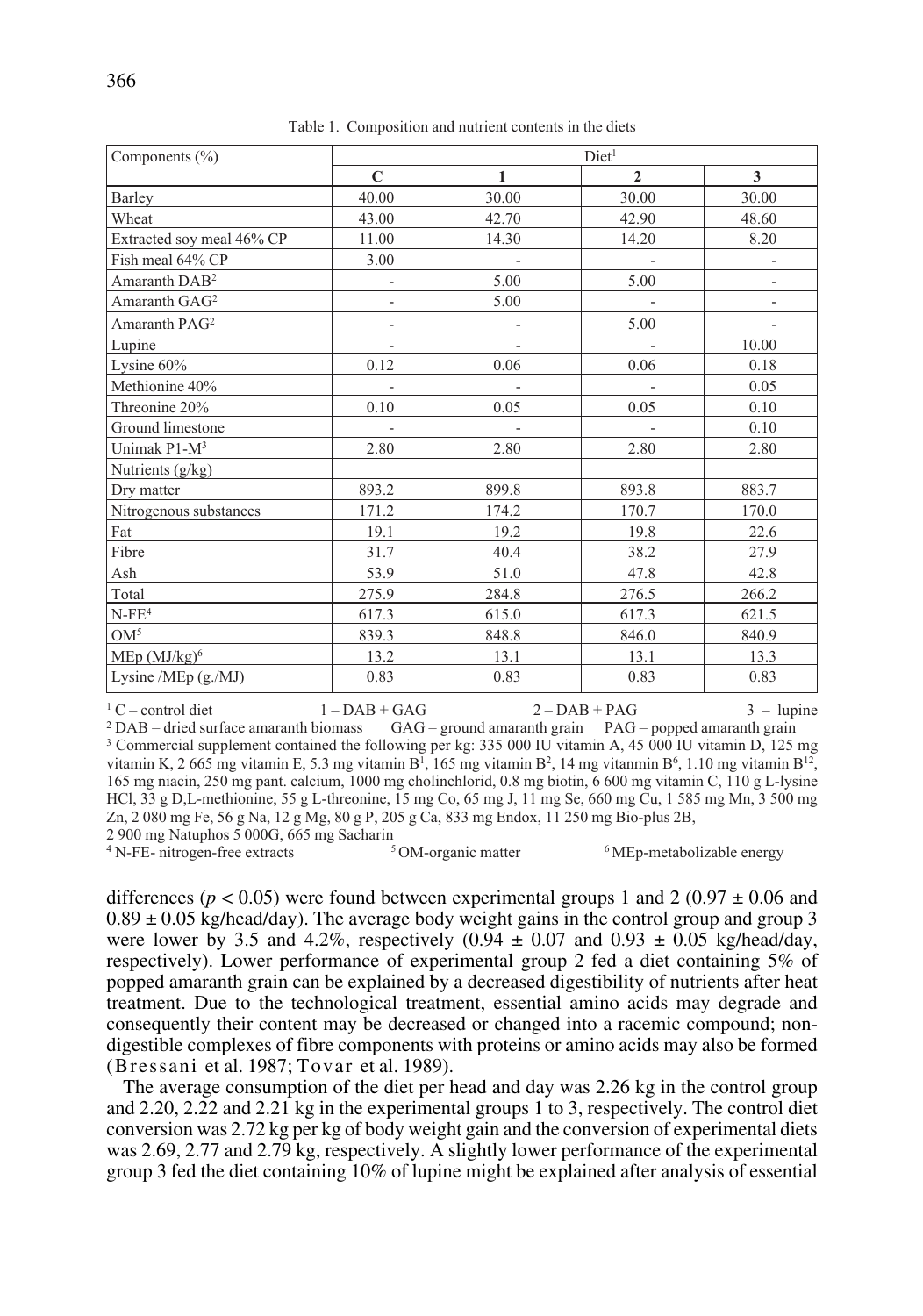Table 1. Composition and nutrient contents in the diets

| Components (%) | Diet[1] | | | |
|---|---|---|---|---|
| | **C** | **1** | **2** | **3** |
| Barley | 40.00 | 30.00 | 30.00 | 30.00 |
| Wheat | 43.00 | 42.70 | 42.90 | 48.60 |
| Extracted soy meal 46% CP | 11.00 | 14.30 | 14.20 | 8.20 |
| Fish meal 64% CP | 3.00 | - | - | - |
| Amaranth DAB[2] | - | 5.00 | 5.00 | - |
| Amaranth GAG[2] | - | 5.00 | - | - |
| Amaranth PAG[2] | - | - | 5.00 | - |
| Lupine | - | - | - | 10.00 |
| Lysine 60% | 0.12 | 0.06 | 0.06 | 0.18 |
| Methionine 40% | - | - | - | 0.05 |
| Threonine 20% | 0.10 | 0.05 | 0.05 | 0.10 |
| Ground limestone | - | - | - | 0.10 |
| Unimak P1-M[3] | 2.80 | 2.80 | 2.80 | 2.80 |
| Nutrients (g/kg) | | | | |
| Dry matter | 893.2 | 899.8 | 893.8 | 883.7 |
| Nitrogenous substances | 171.2 | 174.2 | 170.7 | 170.0 |
| Fat | 19.1 | 19.2 | 19.8 | 22.6 |
| Fibre | 31.7 | 40.4 | 38.2 | 27.9 |
| Ash | 53.9 | 51.0 | 47.8 | 42.8 |
| Total | 275.9 | 284.8 | 276.5 | 266.2 |
| N-FE[4] | 617.3 | 615.0 | 617.3 | 621.5 |
| OM[5] | 839.3 | 848.8 | 846.0 | 840.9 |
| MEp (MJ/kg)[6] | 13.2 | 13.1 | 13.1 | 13.3 |
| Lysine /MEp (g./MJ) | 0.83 | 0.83 | 0.83 | 0.83 |

[1] C – control diet  1 – DAB + GAG  2 – DAB + PAG  3 – lupine
[2] DAB – dried surface amaranth biomass  GAG – ground amaranth grain  PAG – popped amaranth grain
[3] Commercial supplement contained the following per kg: 335 000 IU vitamin A, 45 000 IU vitamin D, 125 mg vitamin K, 2 665 mg vitamin E, 5.3 mg vitamin $B^1$, 165 mg vitamin $B^2$, 14 mg vitanmin $B^6$, 1.10 mg vitamin $B^{12}$, 165 mg niacin, 250 mg pant. calcium, 1000 mg cholinchlorid, 0.8 mg biotin, 6 600 mg vitamin C, 110 g L-lysine HCl, 33 g D,L-methionine, 55 g L-threonine, 15 mg Co, 65 mg J, 11 mg Se, 660 mg Cu, 1 585 mg Mn, 3 500 mg Zn, 2 080 mg Fe, 56 g Na, 12 g Mg, 80 g P, 205 g Ca, 833 mg Endox, 11 250 mg Bio-plus 2B, 2 900 mg Natuphos 5 000G, 665 mg Sacharin
[4] N-FE- nitrogen-free extracts  [5] OM-organic matter  [6] MEp-metabolizable energy

differences ($p < 0.05$) were found between experimental groups 1 and 2 (0.97 ± 0.06 and 0.89 ± 0.05 kg/head/day). The average body weight gains in the control group and group 3 were lower by 3.5 and 4.2%, respectively (0.94 ± 0.07 and 0.93 ± 0.05 kg/head/day, respectively). Lower performance of experimental group 2 fed a diet containing 5% of popped amaranth grain can be explained by a decreased digestibility of nutrients after heat treatment. Due to the technological treatment, essential amino acids may degrade and consequently their content may be decreased or changed into a racemic compound; non-digestible complexes of fibre components with proteins or amino acids may also be formed (Bressani et al. 1987; Tovar et al. 1989).

The average consumption of the diet per head and day was 2.26 kg in the control group and 2.20, 2.22 and 2.21 kg in the experimental groups 1 to 3, respectively. The control diet conversion was 2.72 kg per kg of body weight gain and the conversion of experimental diets was 2.69, 2.77 and 2.79 kg, respectively. A slightly lower performance of the experimental group 3 fed the diet containing 10% of lupine might be explained after analysis of essential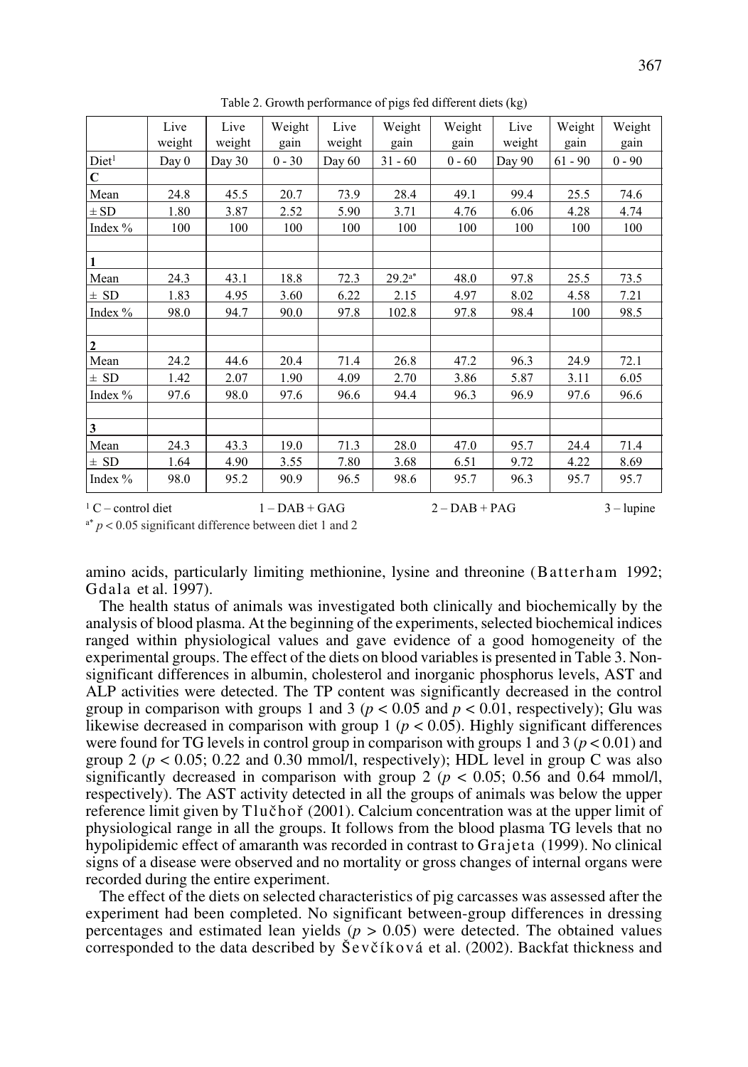Table 2. Growth performance of pigs fed different diets (kg)

| | Live weight | Live weight | Weight gain | Live weight | Weight gain | Weight gain | Live weight | Weight gain | Weight gain |
|---|---|---|---|---|---|---|---|---|---|
| Diet[1] | Day 0 | Day 30 | 0 - 30 | Day 60 | 31 - 60 | 0 - 60 | Day 90 | 61 - 90 | 0 - 90 |
| **C** | | | | | | | | | |
| Mean | 24.8 | 45.5 | 20.7 | 73.9 | 28.4 | 49.1 | 99.4 | 25.5 | 74.6 |
| ± SD | 1.80 | 3.87 | 2.52 | 5.90 | 3.71 | 4.76 | 6.06 | 4.28 | 4.74 |
| Index % | 100 | 100 | 100 | 100 | 100 | 100 | 100 | 100 | 100 |
| | | | | | | | | | |
| **1** | | | | | | | | | |
| Mean | 24.3 | 43.1 | 18.8 | 72.3 | 29.2[a*] | 48.0 | 97.8 | 25.5 | 73.5 |
| ± SD | 1.83 | 4.95 | 3.60 | 6.22 | 2.15 | 4.97 | 8.02 | 4.58 | 7.21 |
| Index % | 98.0 | 94.7 | 90.0 | 97.8 | 102.8 | 97.8 | 98.4 | 100 | 98.5 |
| | | | | | | | | | |
| **2** | | | | | | | | | |
| Mean | 24.2 | 44.6 | 20.4 | 71.4 | 26.8 | 47.2 | 96.3 | 24.9 | 72.1 |
| ± SD | 1.42 | 2.07 | 1.90 | 4.09 | 2.70 | 3.86 | 5.87 | 3.11 | 6.05 |
| Index % | 97.6 | 98.0 | 97.6 | 96.6 | 94.4 | 96.3 | 96.9 | 97.6 | 96.6 |
| | | | | | | | | | |
| **3** | | | | | | | | | |
| Mean | 24.3 | 43.3 | 19.0 | 71.3 | 28.0 | 47.0 | 95.7 | 24.4 | 71.4 |
| ± SD | 1.64 | 4.90 | 3.55 | 7.80 | 3.68 | 6.51 | 9.72 | 4.22 | 8.69 |
| Index % | 98.0 | 95.2 | 90.9 | 96.5 | 98.6 | 95.7 | 96.3 | 95.7 | 95.7 |

[1] C – control diet  1 – DAB + GAG  2 – DAB + PAG  3 – lupine

[a*] $p < 0.05$ significant difference between diet 1 and 2

amino acids, particularly limiting methionine, lysine and threonine (Batterham 1992; Gdala et al. 1997).

The health status of animals was investigated both clinically and biochemically by the analysis of blood plasma. At the beginning of the experiments, selected biochemical indices ranged within physiological values and gave evidence of a good homogeneity of the experimental groups. The effect of the diets on blood variables is presented in Table 3. Non-significant differences in albumin, cholesterol and inorganic phosphorus levels, AST and ALP activities were detected. The TP content was significantly decreased in the control group in comparison with groups 1 and 3 ($p < 0.05$ and $p < 0.01$, respectively); Glu was likewise decreased in comparison with group 1 ($p < 0.05$). Highly significant differences were found for TG levels in control group in comparison with groups 1 and 3 ($p < 0.01$) and group 2 ($p < 0.05$; 0.22 and 0.30 mmol/l, respectively); HDL level in group C was also significantly decreased in comparison with group 2 ($p < 0.05$; 0.56 and 0.64 mmol/l, respectively). The AST activity detected in all the groups of animals was below the upper reference limit given by Tlučhoř (2001). Calcium concentration was at the upper limit of physiological range in all the groups. It follows from the blood plasma TG levels that no hypolipidemic effect of amaranth was recorded in contrast to Grajeta (1999). No clinical signs of a disease were observed and no mortality or gross changes of internal organs were recorded during the entire experiment.

The effect of the diets on selected characteristics of pig carcasses was assessed after the experiment had been completed. No significant between-group differences in dressing percentages and estimated lean yields ($p > 0.05$) were detected. The obtained values corresponded to the data described by Ševčíková et al. (2002). Backfat thickness and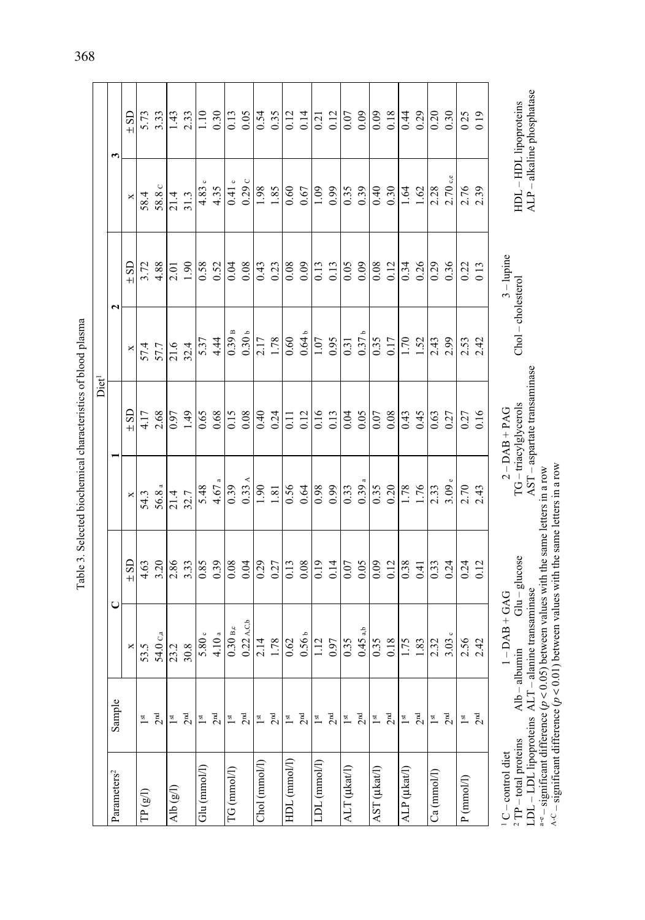Table 3. Selected biochemical characteristics of blood plasma

| Parameters[2] | Sample | Diet[1] | | | | | | | |
|---|---|---|---|---|---|---|---|---|---|
| | | C | | 1 | | 2 | | 3 | |
| | | x | ± SD | x | ± SD | x | ± SD | x | ± SD |
| TP (g/l) | 1st | 53.5 | 4.63 | 54.3 | 4.17 | 57.4 | 3.72 | 58.4 | 5.73 |
| | 2nd | 54.0 C,a | 3.20 | 56.8 a | 2.68 | 57.7 | 4.88 | 58.8 C | 3.33 |
| Alb (g/l) | 1st | 23.2 | 2.86 | 21.4 | 0.97 | 21.6 | 2.01 | 21.4 | 1.43 |
| | 2nd | 30.8 | 3.33 | 32.7 | 1.49 | 32.4 | 1.90 | 31.3 | 2.33 |
| Glu (mmol/l) | 1st | 5.80 c | 0.85 | 5.48 | 0.65 | 5.37 | 0.58 | 4.83 c | 1.10 |
| | 2nd | 4.10 a | 0.39 | 4.67 a | 0.68 | 4.44 | 0.52 | 4.35 | 0.30 |
| TG (mmol/l) | 1st | 0.30 B,c | 0.08 | 0.39 | 0.15 | 0.39 B | 0.04 | 0.41 c | 0.13 |
| | 2nd | 0.22 A,C,b | 0.04 | 0.33 A | 0.08 | 0.30 b | 0.08 | 0.29 C | 0.05 |
| Chol (mmol/l) | 1st | 2.14 | 0.29 | 1.90 | 0.40 | 2.17 | 0.43 | 1.98 | 0.54 |
| | 2nd | 1.78 | 0.27 | 1.81 | 0.24 | 1.78 | 0.23 | 1.85 | 0.35 |
| HDL (mmol/l) | 1st | 0.62 | 0.13 | 0.56 | 0.11 | 0.60 | 0.08 | 0.60 | 0.12 |
| | 2nd | 0.56 b | 0.08 | 0.64 | 0.12 | 0.64 b | 0.09 | 0.67 | 0.14 |
| LDL (mmol/l) | 1st | 1.12 | 0.19 | 0.98 | 0.16 | 1.07 | 0.13 | 1.09 | 0.21 |
| | 2nd | 0.97 | 0.14 | 0.99 | 0.13 | 0.95 | 0.13 | 0.99 | 0.12 |
| ALT (μkat/l) | 1st | 0.35 | 0.07 | 0.33 | 0.04 | 0.31 | 0.05 | 0.35 | 0.07 |
| | 2nd | 0.45 a,b | 0.05 | 0.39 a | 0.05 | 0.37 b | 0.09 | 0.39 | 0.09 |
| AST (μkat/l) | 1st | 0.35 | 0.09 | 0.35 | 0.07 | 0.35 | 0.08 | 0.40 | 0.09 |
| | 2nd | 0.18 | 0.12 | 0.20 | 0.08 | 0.17 | 0.12 | 0.30 | 0.18 |
| ALP (μkat/l) | 1st | 1.75 | 0.38 | 1.78 | 0.43 | 1.70 | 0.34 | 1.64 | 0.44 |
| | 2nd | 1.83 | 0.41 | 1.76 | 0.45 | 1.52 | 0.26 | 1.62 | 0.29 |
| Ca (mmol/l) | 1st | 2.32 | 0.33 | 2.33 | 0.63 | 2.43 | 0.29 | 2.28 | 0.20 |
| | 2nd | 3.03 e | 0.24 | 3.09 e | 0.27 | 2.99 | 0.36 | 2.70 c,e | 0.30 |
| P (mmol/l) | 1st | 2.56 | 0.24 | 2.70 | 0.27 | 2.53 | 0.22 | 2.76 | 0 25 |
| | 2nd | 2.42 | 0.12 | 2.43 | 0.16 | 2.42 | 0 13 | 2.39 | 0 19 |

[1] C – control diet  1 – DAB + GAG  2 – DAB + PAG  3 – lupine

[2] TP – total proteins  Alb – albumin  Glu – glucose  TG – triacylglycerols  Chol – cholesterol  HDL – HDL lipoproteins

LDL – LDL lipoproteins  ALT – alanine transaminase  AST – aspartate transaminase  ALP – alkaline phosphatase

a–e – significant difference ($p < 0.05$) between values with the same letters in a row

A–C – significant difference ($p < 0.01$) between values with the same letters in a row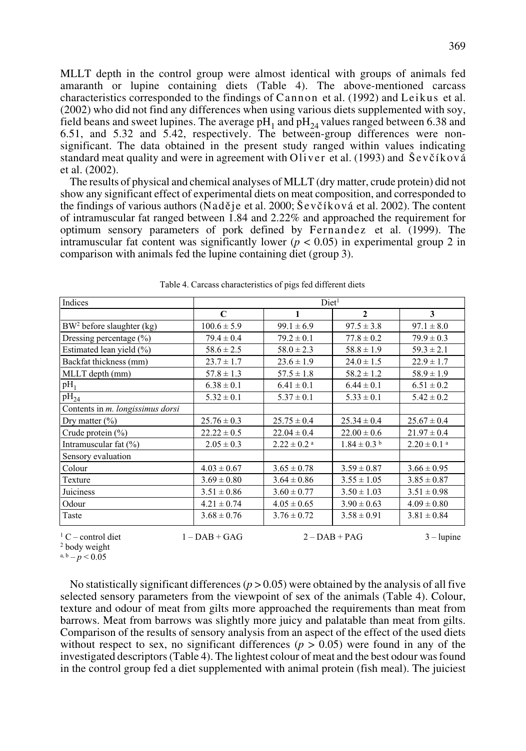MLLT depth in the control group were almost identical with groups of animals fed amaranth or lupine containing diets (Table 4). The above-mentioned carcass characteristics corresponded to the findings of Cannon et al. (1992) and Leikus et al. (2002) who did not find any differences when using various diets supplemented with soy, field beans and sweet lupines. The average $pH_1$ and $pH_{24}$ values ranged between 6.38 and 6.51, and 5.32 and 5.42, respectively. The between-group differences were non-significant. The data obtained in the present study ranged within values indicating standard meat quality and were in agreement with Oliver et al. (1993) and Ševčíková et al. (2002).

The results of physical and chemical analyses of MLLT (dry matter, crude protein) did not show any significant effect of experimental diets on meat composition, and corresponded to the findings of various authors (Naděje et al. 2000; Ševčíková et al. 2002). The content of intramuscular fat ranged between 1.84 and 2.22% and approached the requirement for optimum sensory parameters of pork defined by Fernandez et al. (1999). The intramuscular fat content was significantly lower ($p < 0.05$) in experimental group 2 in comparison with animals fed the lupine containing diet (group 3).

Table 4. Carcass characteristics of pigs fed different diets

| Indices | Diet[1] | | | |
|---|---|---|---|---|
| | C | 1 | 2 | 3 |
| BW[2] before slaughter (kg) | 100.6 ± 5.9 | 99.1 ± 6.9 | 97.5 ± 3.8 | 97.1 ± 8.0 |
| Dressing percentage (%) | 79.4 ± 0.4 | 79.2 ± 0.1 | 77.8 ± 0.2 | 79.9 ± 0.3 |
| Estimated lean yield (%) | 58.6 ± 2.5 | 58.0 ± 2.3 | 58.8 ± 1.9 | 59.3 ± 2.1 |
| Backfat thickness (mm) | 23.7 ± 1.7 | 23.6 ± 1.9 | 24.0 ± 1.5 | 22.9 ± 1.7 |
| MLLT depth (mm) | 57.8 ± 1.3 | 57.5 ± 1.8 | 58.2 ± 1.2 | 58.9 ± 1.9 |
| $pH_1$ | 6.38 ± 0.1 | 6.41 ± 0.1 | 6.44 ± 0.1 | 6.51 ± 0.2 |
| $pH_{24}$ | 5.32 ± 0.1 | 5.37 ± 0.1 | 5.33 ± 0.1 | 5.42 ± 0.2 |
| Contents in *m. longissimus dorsi* | | | | |
| Dry matter (%) | 25.76 ± 0.3 | 25.75 ± 0.4 | 25.34 ± 0.4 | 25.67 ± 0.4 |
| Crude protein (%) | 22.22 ± 0.5 | 22.04 ± 0.4 | 22.00 ± 0.6 | 21.97 ± 0.4 |
| Intramuscular fat (%) | 2.05 ± 0.3 | 2.22 ± 0.2 [a] | 1.84 ± 0.3 [b] | 2.20 ± 0.1 [a] |
| Sensory evaluation | | | | |
| Colour | 4.03 ± 0.67 | 3.65 ± 0.78 | 3.59 ± 0.87 | 3.66 ± 0.95 |
| Texture | 3.69 ± 0.80 | 3.64 ± 0.86 | 3.55 ± 1.05 | 3.85 ± 0.87 |
| Juiciness | 3.51 ± 0.86 | 3.60 ± 0.77 | 3.50 ± 1.03 | 3.51 ± 0.98 |
| Odour | 4.21 ± 0.74 | 4.05 ± 0.65 | 3.90 ± 0.63 | 4.09 ± 0.80 |
| Taste | 3.68 ± 0.76 | 3.76 ± 0.72 | 3.58 ± 0.91 | 3.81 ± 0.84 |

[1] C – control diet 1 – DAB + GAG 2 – DAB + PAG 3 – lupine
[2] body weight
[a, b] – $p < 0.05$

No statistically significant differences ($p > 0.05$) were obtained by the analysis of all five selected sensory parameters from the viewpoint of sex of the animals (Table 4). Colour, texture and odour of meat from gilts more approached the requirements than meat from barrows. Meat from barrows was slightly more juicy and palatable than meat from gilts. Comparison of the results of sensory analysis from an aspect of the effect of the used diets without respect to sex, no significant differences ($p > 0.05$) were found in any of the investigated descriptors (Table 4). The lightest colour of meat and the best odour was found in the control group fed a diet supplemented with animal protein (fish meal). The juiciest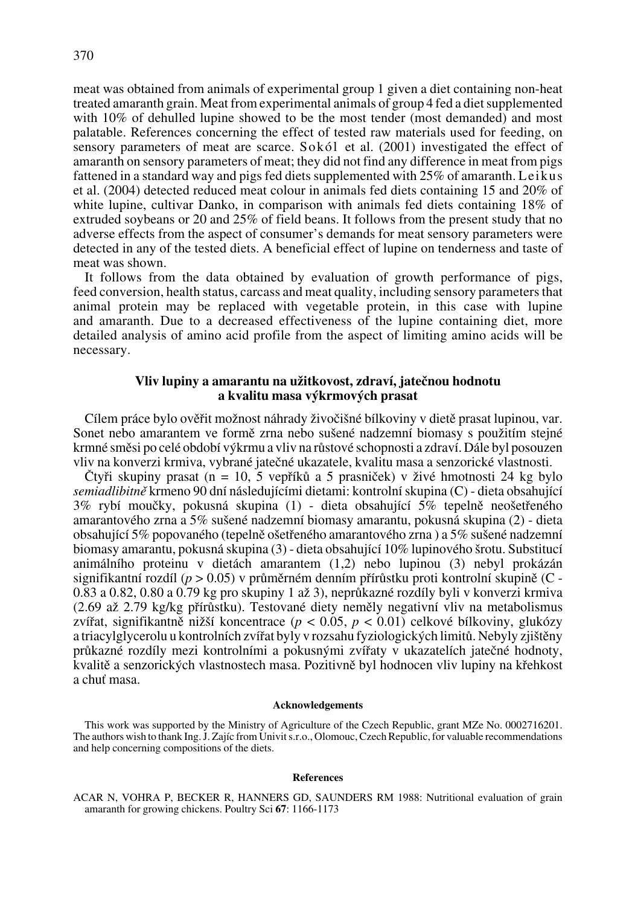meat was obtained from animals of experimental group 1 given a diet containing non-heat treated amaranth grain. Meat from experimental animals of group 4 fed a diet supplemented with 10% of dehulled lupine showed to be the most tender (most demanded) and most palatable. References concerning the effect of tested raw materials used for feeding, on sensory parameters of meat are scarce. Sokól et al. (2001) investigated the effect of amaranth on sensory parameters of meat; they did not find any difference in meat from pigs fattened in a standard way and pigs fed diets supplemented with 25% of amaranth. Leikus et al. (2004) detected reduced meat colour in animals fed diets containing 15 and 20% of white lupine, cultivar Danko, in comparison with animals fed diets containing 18% of extruded soybeans or 20 and 25% of field beans. It follows from the present study that no adverse effects from the aspect of consumer's demands for meat sensory parameters were detected in any of the tested diets. A beneficial effect of lupine on tenderness and taste of meat was shown.

It follows from the data obtained by evaluation of growth performance of pigs, feed conversion, health status, carcass and meat quality, including sensory parameters that animal protein may be replaced with vegetable protein, in this case with lupine and amaranth. Due to a decreased effectiveness of the lupine containing diet, more detailed analysis of amino acid profile from the aspect of limiting amino acids will be necessary.

## Vliv lupiny a amarantu na užitkovost, zdraví, jatečnou hodnotu a kvalitu masa výkrmových prasat

Cílem práce bylo ověřit možnost náhrady živočišné bílkoviny v dietě prasat lupinou, var. Sonet nebo amarantem ve formě zrna nebo sušené nadzemní biomasy s použitím stejné krmné směsi po celé období výkrmu a vliv na růstové schopnosti a zdraví. Dále byl posouzen vliv na konverzi krmiva, vybrané jatečné ukazatele, kvalitu masa a senzorické vlastnosti.

Čtyři skupiny prasat (n = 10, 5 vepříků a 5 prasniček) v živé hmotnosti 24 kg bylo *semiadlibitně* krmeno 90 dní následujícími dietami: kontrolní skupina (C) - dieta obsahující 3% rybí moučky, pokusná skupina (1) - dieta obsahující 5% tepelně neošetřeného amarantového zrna a 5% sušené nadzemní biomasy amarantu, pokusná skupina (2) - dieta obsahující 5% popovaného (tepelně ošetřeného amarantového zrna ) a 5% sušené nadzemní biomasy amarantu, pokusná skupina (3) - dieta obsahující 10% lupinového šrotu. Substitucí animálního proteinu v dietách amarantem (1,2) nebo lupinou (3) nebyl prokázán signifikantní rozdíl ($p > 0.05$) v průměrném denním přírůstku proti kontrolní skupině (C - 0.83 a 0.82, 0.80 a 0.79 kg pro skupiny 1 až 3), neprůkazné rozdíly byli v konverzi krmiva (2.69 až 2.79 kg/kg přírůstku). Testované diety neměly negativní vliv na metabolismus zvířat, signifikantně nižší koncentrace ($p < 0.05$, $p < 0.01$) celkové bílkoviny, glukózy a triacylglycerolu u kontrolních zvířat byly v rozsahu fyziologických limitů. Nebyly zjištěny průkazné rozdíly mezi kontrolními a pokusnými zvířaty v ukazatelích jatečné hodnoty, kvalitě a senzorických vlastnostech masa. Pozitivně byl hodnocen vliv lupiny na křehkost a chuť masa.

#### Acknowledgements

This work was supported by the Ministry of Agriculture of the Czech Republic, grant MZe No. 0002716201. The authors wish to thank Ing. J. Zajíc from Univit s.r.o., Olomouc, Czech Republic, for valuable recommendations and help concerning compositions of the diets.

#### References

ACAR N, VOHRA P, BECKER R, HANNERS GD, SAUNDERS RM 1988: Nutritional evaluation of grain amaranth for growing chickens. Poultry Sci **67**: 1166-1173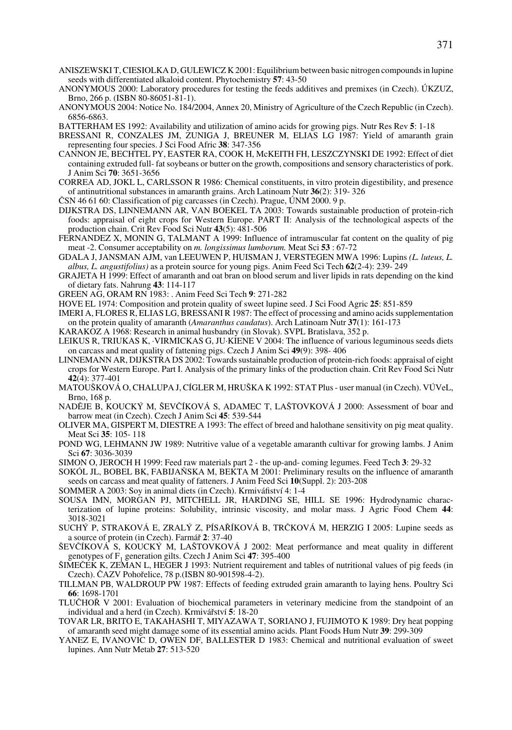ANISZEWSKI T, CIESIOLKA D, GULEWICZ K 2001: Equilibrium between basic nitrogen compounds in lupine seeds with differentiated alkaloid content. Phytochemistry **57**: 43-50

ANONYMOUS 2000: Laboratory procedures for testing the feeds additives and premixes (in Czech). ÚKZUZ, Brno, 266 p. (ISBN 80-86051-81-1).

ANONYMOUS 2004: Notice No. 184/2004, Annex 20, Ministry of Agriculture of the Czech Republic (in Czech). 6856-6863.

BATTERHAM ES 1992: Availability and utilization of amino acids for growing pigs. Nutr Res Rev **5**: 1-18

BRESSANI R, CONZALES JM, ZUNIGA J, BREUNER M, ELIAS LG 1987: Yield of amaranth grain representing four species. J Sci Food Afric **38**: 347-356

CANNON JE, BECHTEL PY, EASTER RA, COOK H, McKEITH FH, LESZCZYNSKI DE 1992: Effect of diet containing extruded full- fat soybeans or butter on the growth, compositions and sensory characteristics of pork. J Anim Sci **70**: 3651-3656

CORREA AD, JOKL L, CARLSSON R 1986: Chemical constituents, in vitro protein digestibility, and presence of antinutritional substances in amaranth grains. Arch Latinoam Nutr **36**(2): 319- 326

ČSN 46 61 60: Classification of pig carcasses (in Czech). Prague, ÚNM 2000. 9 p.

DIJKSTRA DS, LINNEMANN AR, VAN BOEKEL TA 2003: Towards sustainable production of protein-rich foods: appraisal of eight crops for Western Europe. PART II: Analysis of the technological aspects of the production chain. Crit Rev Food Sci Nutr **43**(5): 481-506

FERNANDEZ X, MONIN G, TALMANT A 1999: Influence of intramuscular fat content on the quality of pig meat -2. Consumer acceptability on *m. longissimus lumborum.* Meat Sci **53** : 67-72

GDALA J, JANSMAN AJM, van LEEUWEN P, HUISMAN J, VERSTEGEN MWA 1996: Lupins *(L. luteus, L. albus, L. angustifolius)* as a protein source for young pigs. Anim Feed Sci Tech **62**(2-4): 239- 249

GRAJETA H 1999: Effect of amaranth and oat bran on blood serum and liver lipids in rats depending on the kind of dietary fats. Nahrung **43**: 114-117

GREEN AG, ORAM RN 1983: . Anim Feed Sci Tech **9**: 271-282

HOVE EL 1974: Composition and protein quality of sweet lupine seed. J Sci Food Agric **25**: 851-859

IMERI A, FLORES R, ELIAS LG, BRESSANI R 1987: The effect of processing and amino acids supplementation on the protein quality of amaranth (*Amaranthus caudatus*). Arch Latinoam Nutr **37**(1): 161-173

KARAKOZ A 1968: Research in animal husbandry (in Slovak). SVPL Bratislava, 352 p.

LEIKUS R, TRIUKAS K, ·VIRMICKAS G, JU·KIENE V 2004: The influence of various leguminous seeds diets on carcass and meat quality of fattening pigs. Czech J Anim Sci **49**(9): 398- 406

LINNEMANN AR, DIJKSTRA DS 2002: Towards sustainable production of protein-rich foods: appraisal of eight crops for Western Europe. Part I. Analysis of the primary links of the production chain. Crit Rev Food Sci Nutr **42**(4): 377-401

MATOUŠKOVÁ O, CHALUPA J, CÍGLER M, HRUŠKA K 1992: STAT Plus - user manual (in Czech). VÚVeL, Brno, 168 p.

NADĚJE B, KOUCKÝ M, ŠEVČÍKOVÁ S, ADAMEC T, LAŠTOVKOVÁ J 2000: Assessment of boar and barrow meat (in Czech). Czech J Anim Sci **45**: 539-544

OLIVER MA, GISPERT M, DIESTRE A 1993: The effect of breed and halothane sensitivity on pig meat quality. Meat Sci **35**: 105- 118

POND WG, LEHMANN JW 1989: Nutritive value of a vegetable amaranth cultivar for growing lambs. J Anim Sci **67**: 3036-3039

SIMON O, JEROCH H 1999: Feed raw materials part 2 - the up-and- coming legumes. Feed Tech **3**: 29-32

SOKÓL JL, BOBEL BK, FABIJAŇSKA M, BEKTA M 2001: Preliminary results on the influence of amaranth seeds on carcass and meat quality of fatteners. J Anim Feed Sci **10**(Suppl. 2): 203-208

SOMMER A 2003: Soy in animal diets (in Czech). Krmiváfiství 4: 1-4

SOUSA IMN, MORGAN PJ, MITCHELL JR, HARDING SE, HILL SE 1996: Hydrodynamic characterization of lupine proteins: Solubility, intrinsic viscosity, and molar mass. J Agric Food Chem **44**: 3018-3021

SUCHÝ P, STRAKOVÁ E, ZRALÝ Z, PÍSAŘÍKOVÁ B, TRČKOVÁ M, HERZIG I 2005: Lupine seeds as a source of protein (in Czech). Farmář **2**: 37-40

ŠEVČÍKOVÁ S, KOUCKÝ M, LAŠTOVKOVÁ J 2002: Meat performance and meat quality in different genotypes of $F_1$ generation gilts. Czech J Anim Sci **47**: 395-400

ŠIMEČEK K, ZEMAN L, HEGER J 1993: Nutrient requirement and tables of nutritional values of pig feeds (in Czech). ČAZV Pohořelice, 78 p.(ISBN 80-901598-4-2).

TILLMAN PB, WALDROUP PW 1987: Effects of feeding extruded grain amaranth to laying hens. Poultry Sci **66**: 1698-1701

TLUČHOŘ V 2001: Evaluation of biochemical parameters in veterinary medicine from the standpoint of an individual and a herd (in Czech). Krmivářství **5**: 18-20

TOVAR LR, BRITO E, TAKAHASHI T, MIYAZAWA T, SORIANO J, FUJIMOTO K 1989: Dry heat popping of amaranth seed might damage some of its essential amino acids. Plant Foods Hum Nutr **39**: 299-309

YANEZ E, IVANOVIC D, OWEN DF, BALLESTER D 1983: Chemical and nutritional evaluation of sweet lupines. Ann Nutr Metab **27**: 513-520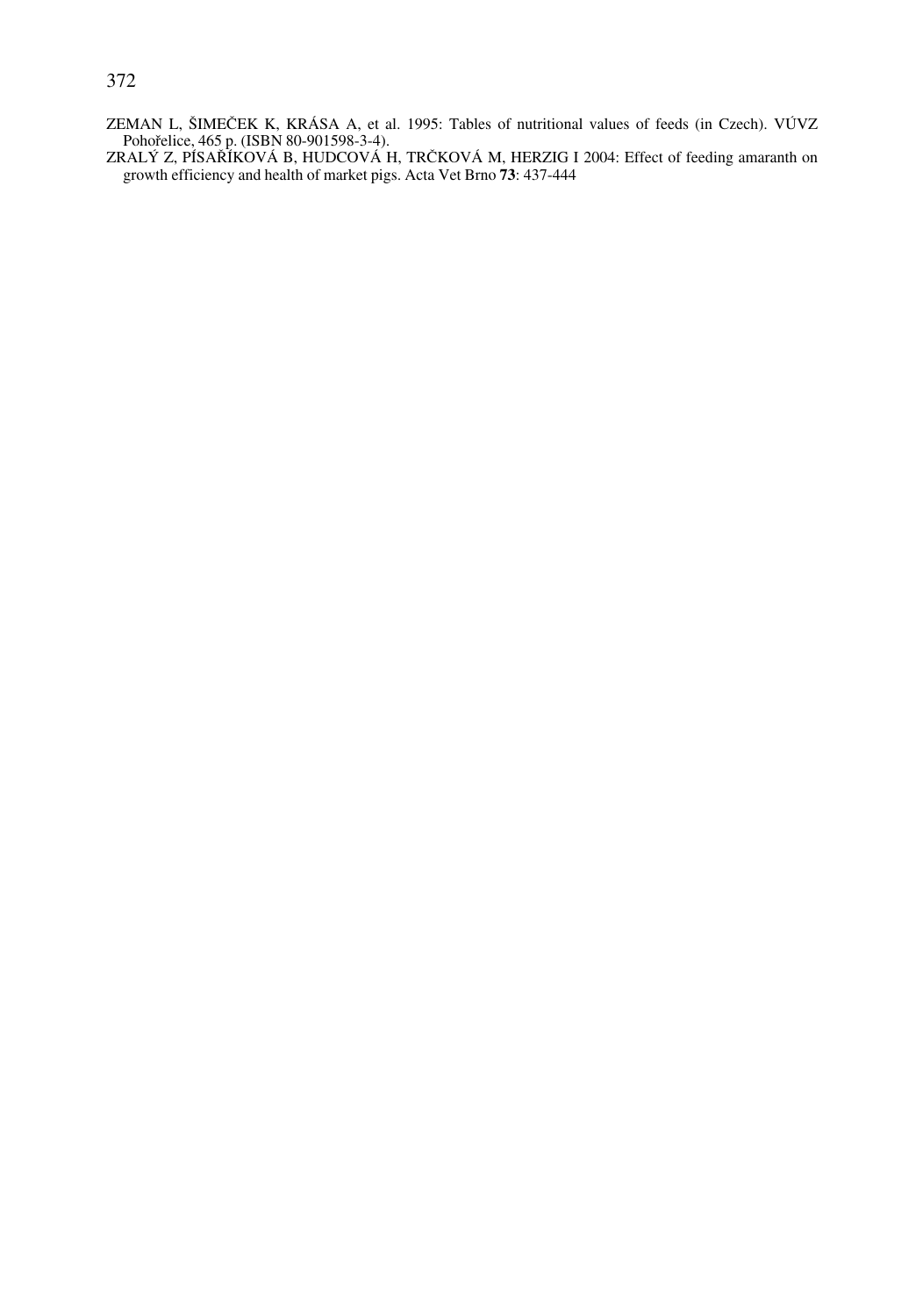ZEMAN L, ŠIMEČEK K, KRÁSA A, et al. 1995: Tables of nutritional values of feeds (in Czech). VÚVZ Pohořelice, 465 p. (ISBN 80-901598-3-4).

ZRALÝ Z, PÍSAŘÍKOVÁ B, HUDCOVÁ H, TRČKOVÁ M, HERZIG I 2004: Effect of feeding amaranth on growth efficiency and health of market pigs. Acta Vet Brno **73**: 437-444